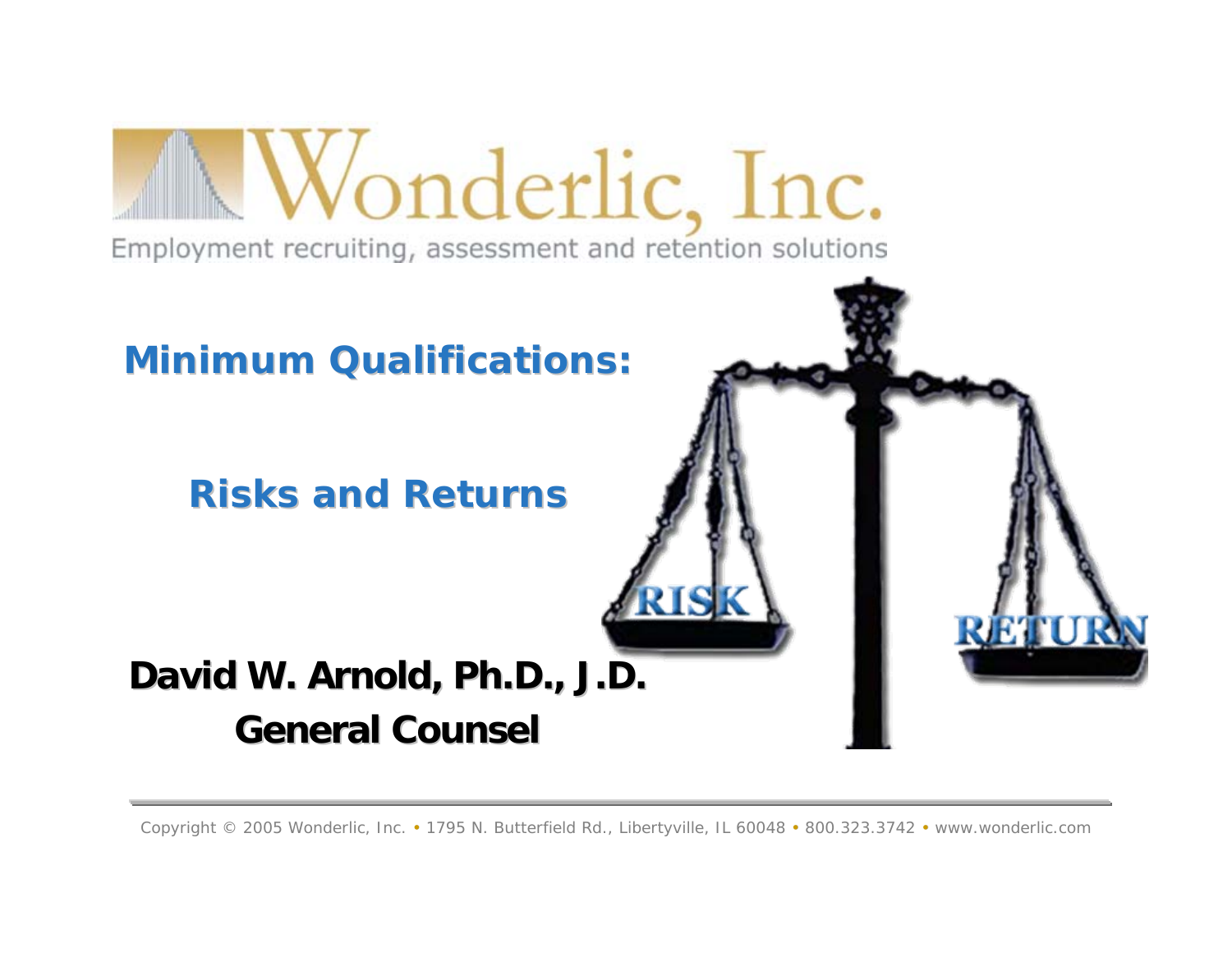Wonderlic, Inc.

Employment recruiting, assessment and retention solutions

# Minimum Qualifications:

## Risks and Returns

RISK

RETURN

**David W. Arnold, Ph.D., J.D.**
**General Counsel**

Copyright © 2005 Wonderlic, Inc. • 1795 N. Butterfield Rd., Libertyville, IL 60048 • 800.323.3742 • www.wonderlic.com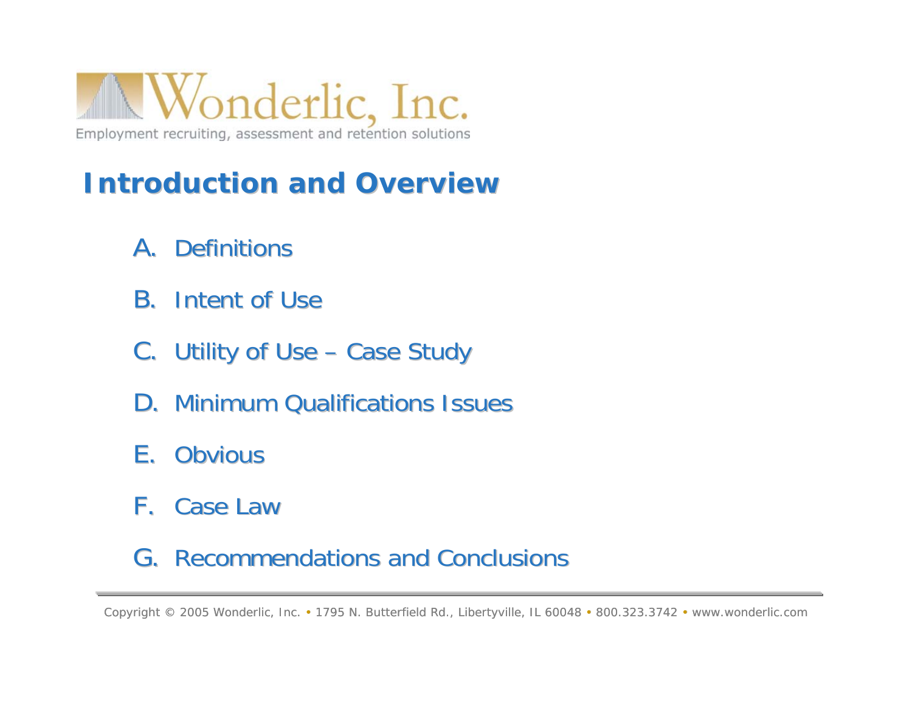Wonderlic, Inc.

Employment recruiting, assessment and retention solutions

# Introduction and Overview

A. Definitions

B. Intent of Use

C. Utility of Use – Case Study

D. Minimum Qualifications Issues

E. Obvious

F. Case Law

G. Recommendations and Conclusions

Copyright © 2005 Wonderlic, Inc. • 1795 N. Butterfield Rd., Libertyville, IL 60048 • 800.323.3742 • www.wonderlic.com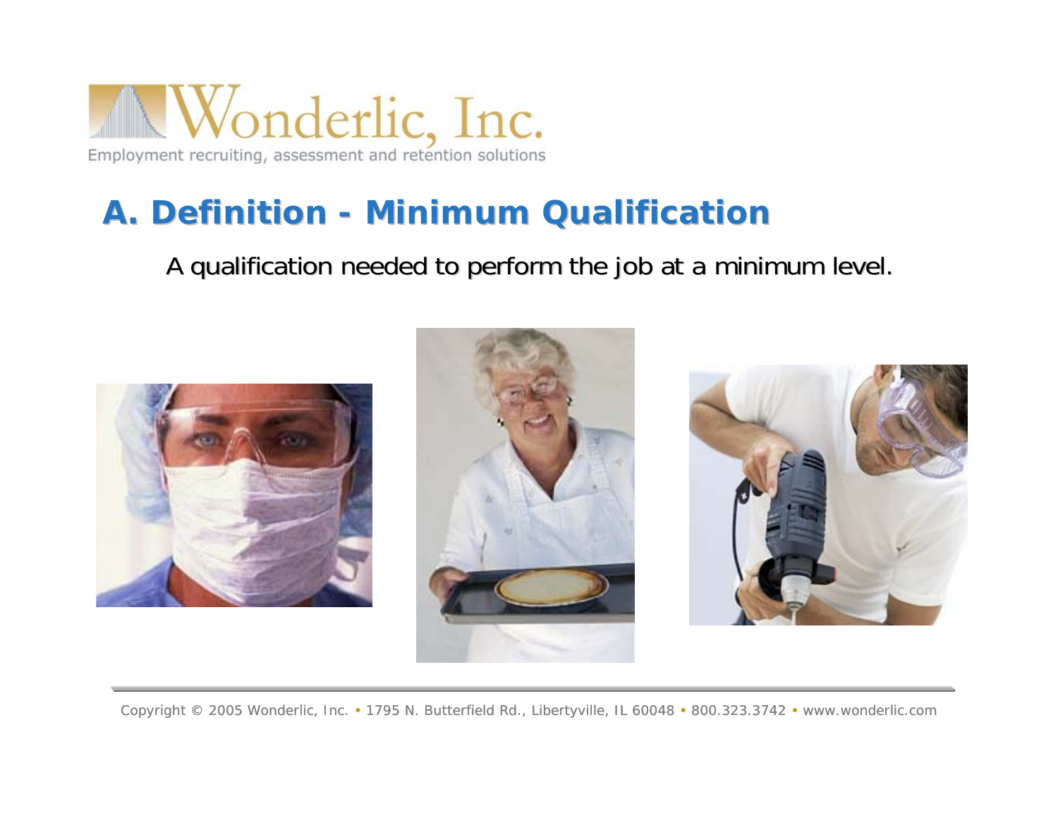## A. Definition - Minimum Qualification

A qualification needed to perform the job at a minimum level.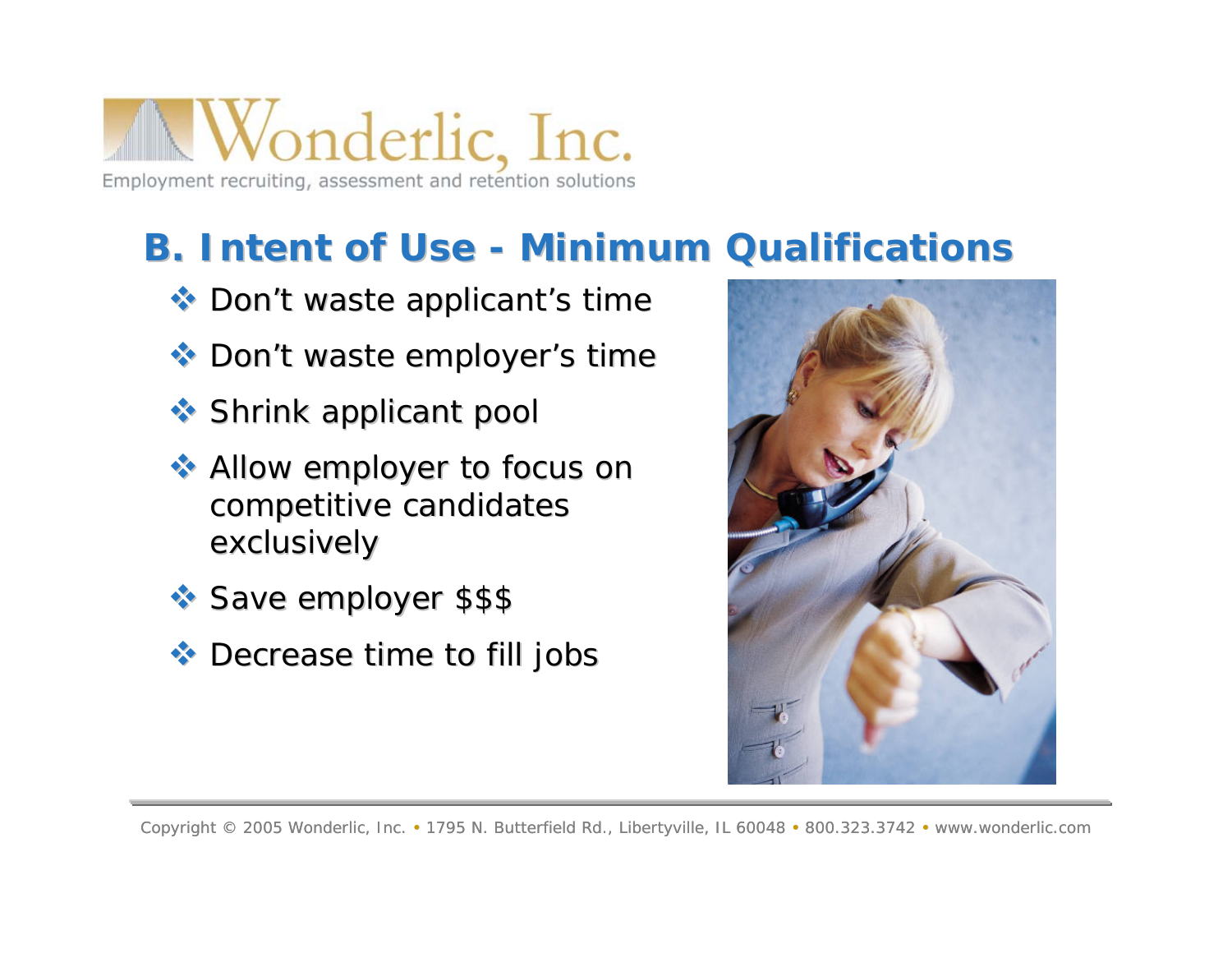Wonderlic, Inc.

Employment recruiting, assessment and retention solutions

## B. Intent of Use - Minimum Qualifications

- Don't waste applicant's time
- Don't waste employer's time
- Shrink applicant pool
- Allow employer to focus on competitive candidates exclusively
- Save employer $$$
- Decrease time to fill jobs

Copyright © 2005 Wonderlic, Inc. • 1795 N. Butterfield Rd., Libertyville, IL 60048 • 800.323.3742 • www.wonderlic.com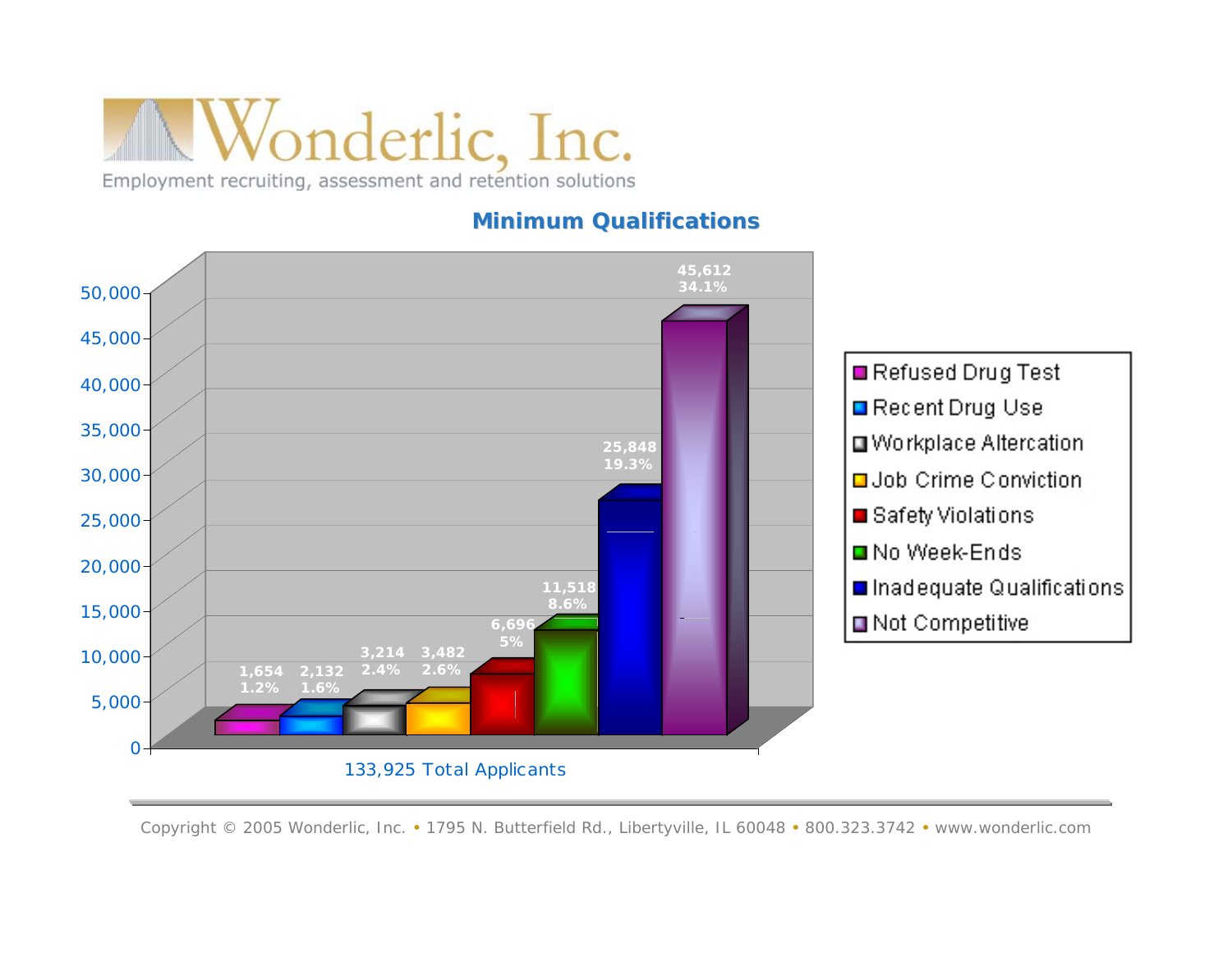# Wonderlic, Inc.

Employment recruiting, assessment and retention solutions

## Minimum Qualifications

| Category | Count | Percent |
|---|---|---|
| Refused Drug Test | 1,654 | 1.2% |
| Recent Drug Use | 2,132 | 1.6% |
| Workplace Altercation | 3,214 | 2.4% |
| Job Crime Conviction | 3,482 | 2.6% |
| Safety Violations | 6,696 | 5% |
| No Week-Ends | 11,518 | 8.6% |
| Inadequate Qualifications | 25,848 | 19.3% |
| Not Competitive | 45,612 | 34.1% |

133,925 Total Applicants

Copyright © 2005 Wonderlic, Inc. • 1795 N. Butterfield Rd., Libertyville, IL 60048 • 800.323.3742 • www.wonderlic.com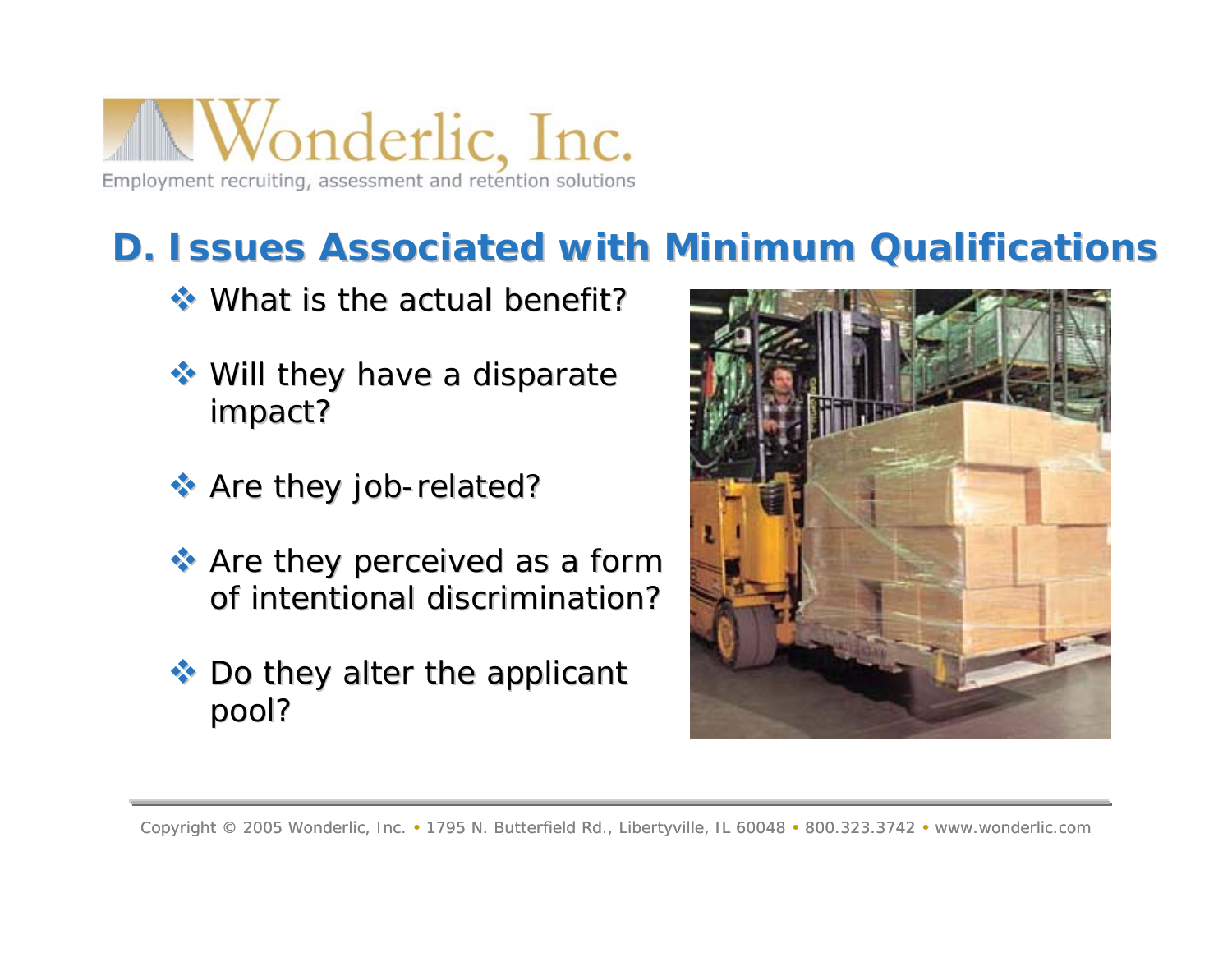## D. Issues Associated with Minimum Qualifications

- What is the actual benefit?
- Will they have a disparate impact?
- Are they job-related?
- Are they perceived as a form of intentional discrimination?
- Do they alter the applicant pool?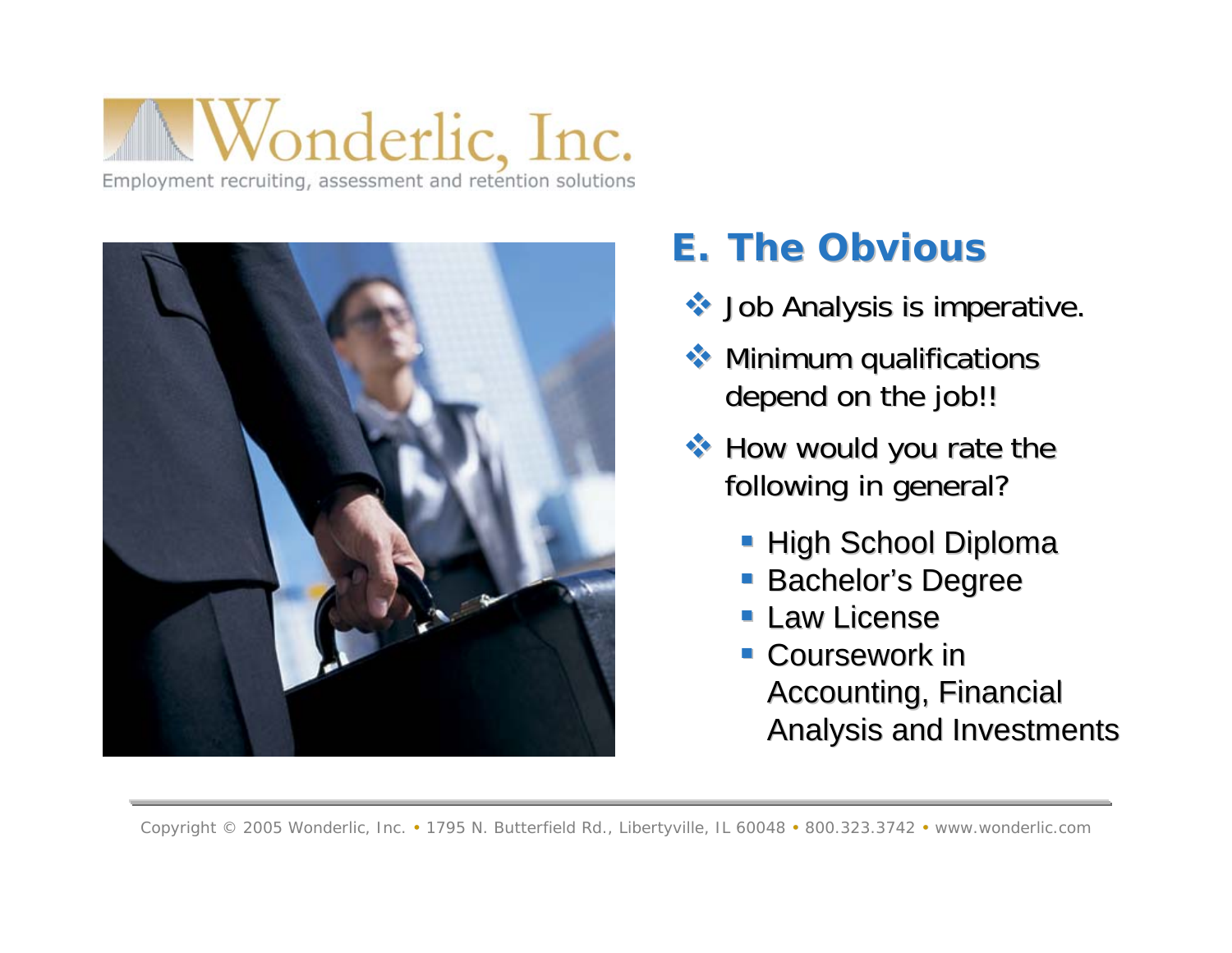## E. The Obvious

- Job Analysis is imperative.
- Minimum qualifications depend on the job!!
- How would you rate the following in general?
  - High School Diploma
  - Bachelor's Degree
  - Law License
  - Coursework in Accounting, Financial Analysis and Investments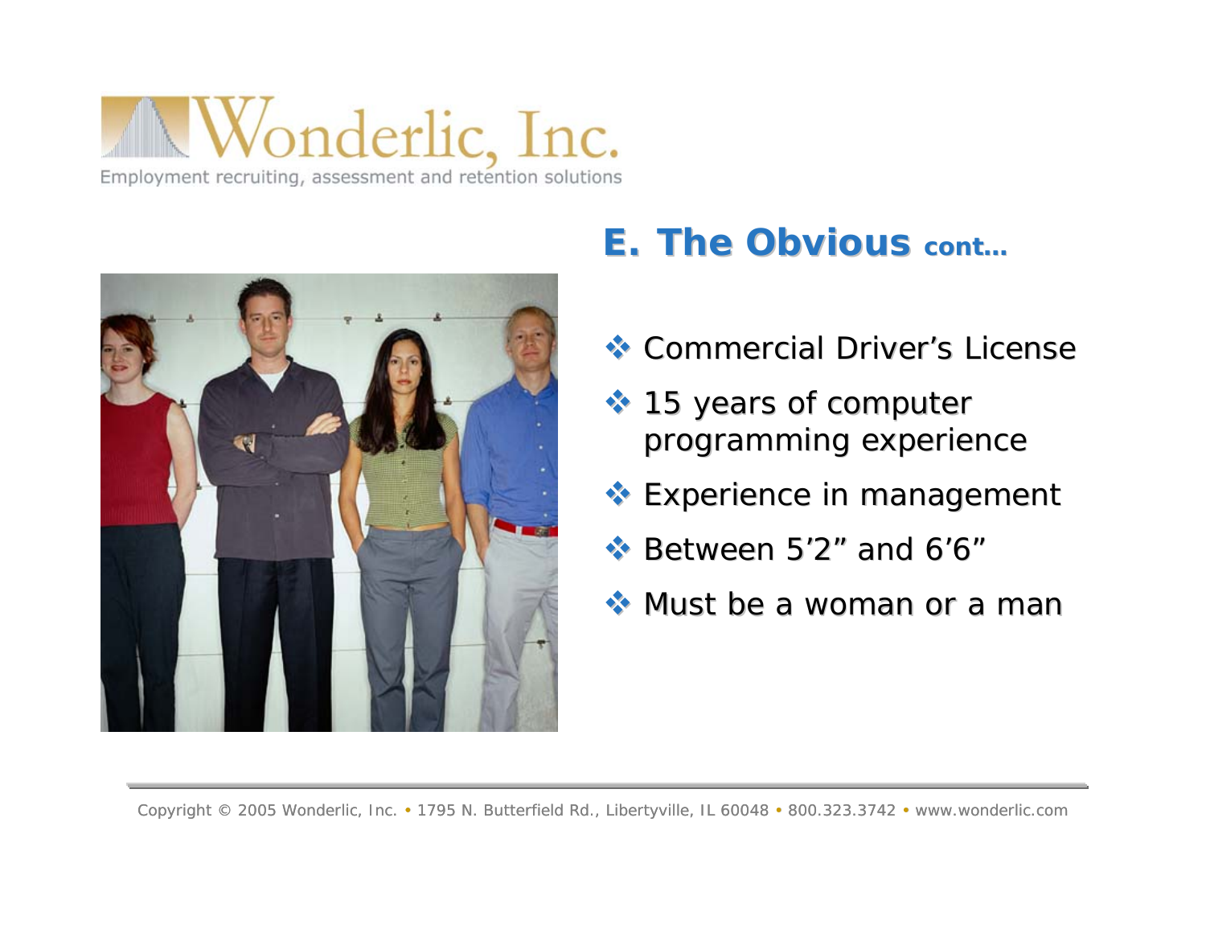## E. The Obvious cont…

- Commercial Driver's License
- 15 years of computer programming experience
- Experience in management
- Between 5'2" and 6'6"
- Must be a woman or a man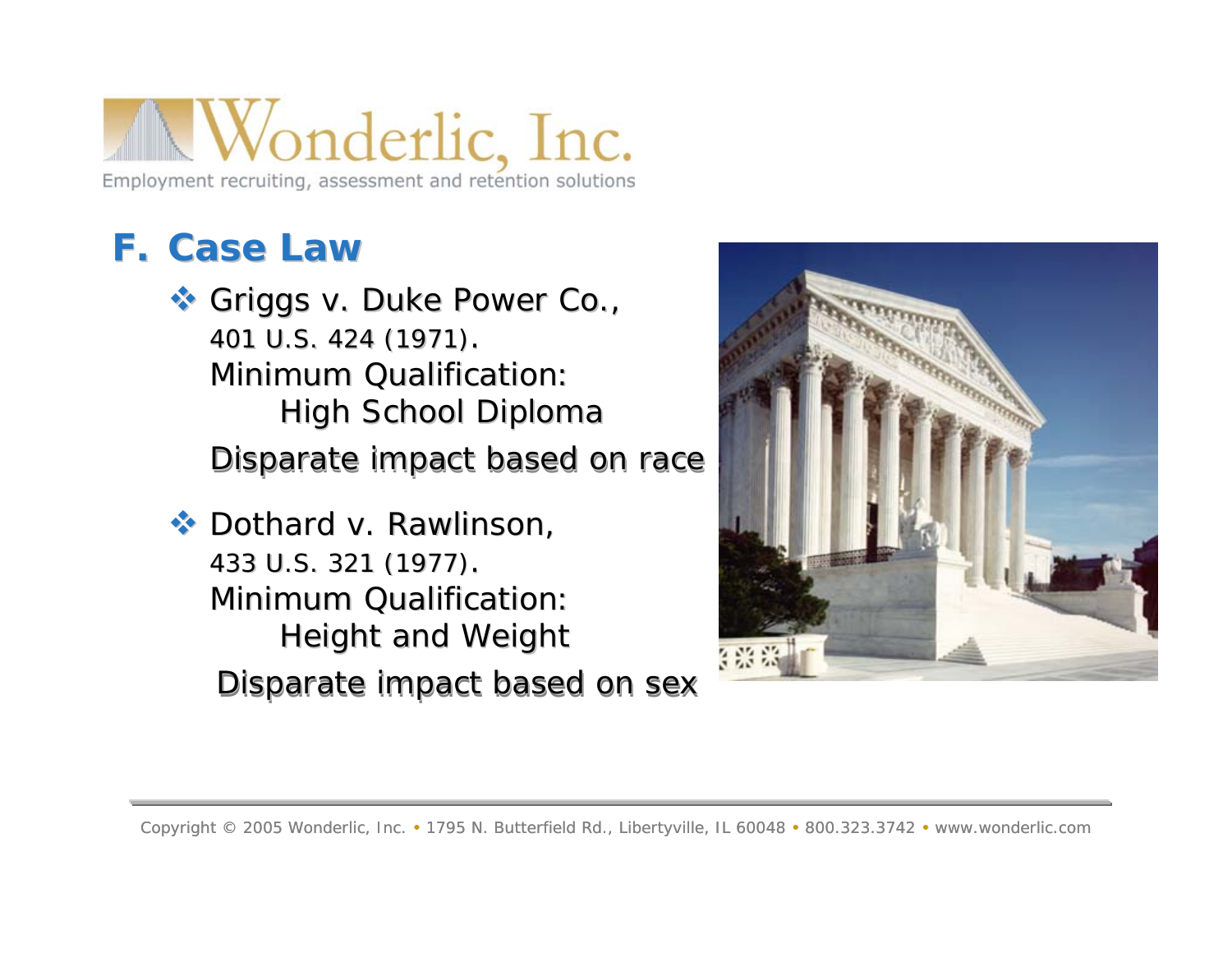## F. Case Law

- Griggs v. Duke Power Co., 401 U.S. 424 (1971).
  Minimum Qualification:
  High School Diploma
  Disparate impact based on race

- Dothard v. Rawlinson, 433 U.S. 321 (1977).
  Minimum Qualification:
  Height and Weight
  Disparate impact based on sex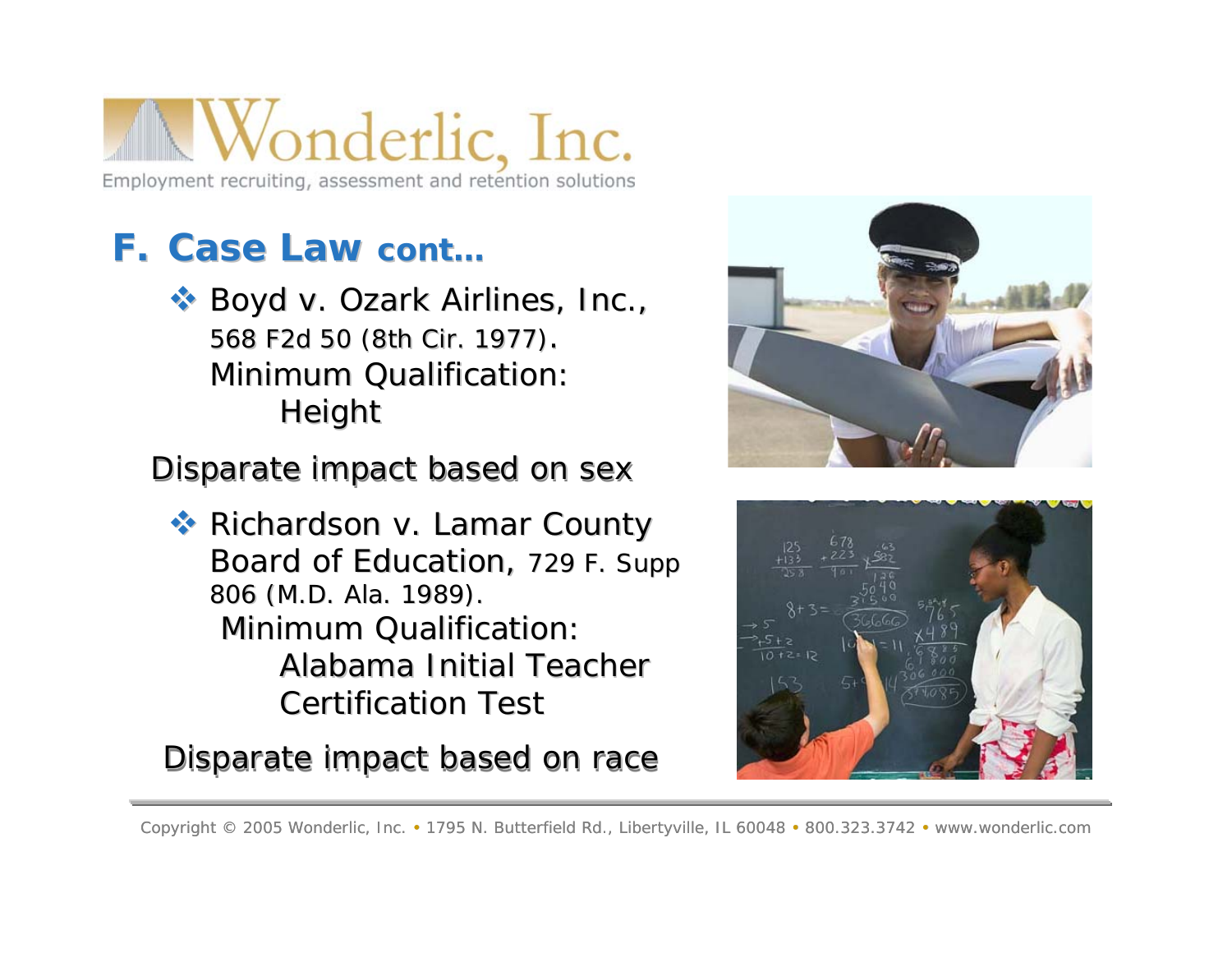## F. Case Law cont…

- Boyd v. Ozark Airlines, Inc., 568 F2d 50 (8th Cir. 1977).
  Minimum Qualification:
  Height

Disparate impact based on sex

- Richardson v. Lamar County Board of Education, 729 F. Supp 806 (M.D. Ala. 1989).
  Minimum Qualification:
  Alabama Initial Teacher Certification Test

Disparate impact based on race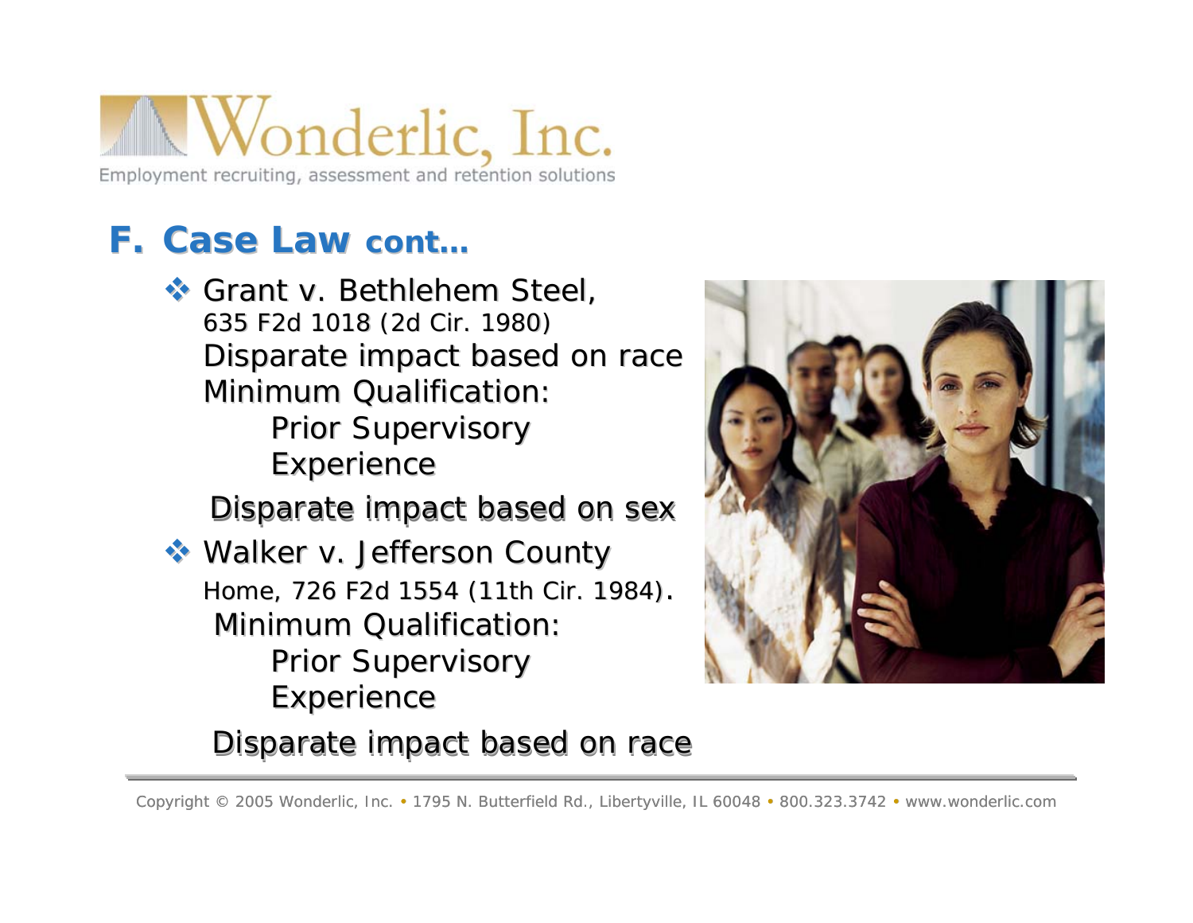# F. Case Law cont…

- Grant v. Bethlehem Steel,
  635 F2d 1018 (2d Cir. 1980)
  Disparate impact based on race
  Minimum Qualification:
  Prior Supervisory Experience

  Disparate impact based on sex

- Walker v. Jefferson County Home, 726 F2d 1554 (11th Cir. 1984).
  Minimum Qualification:
  Prior Supervisory Experience

  Disparate impact based on race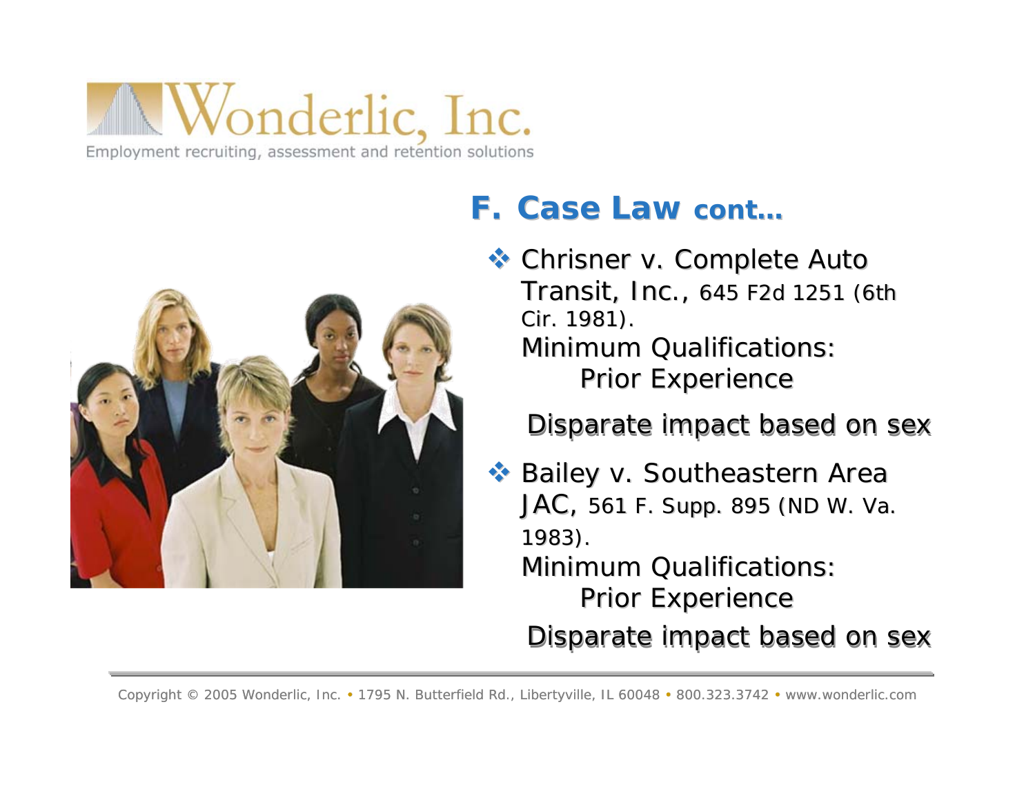# Wonderlic, Inc.

Employment recruiting, assessment and retention solutions

## F. Case Law cont…

- Chrisner v. Complete Auto Transit, Inc., 645 F2d 1251 (6th Cir. 1981).
  Minimum Qualifications:
  Prior Experience

  Disparate impact based on sex

- Bailey v. Southeastern Area JAC, 561 F. Supp. 895 (ND W. Va. 1983).
  Minimum Qualifications:
  Prior Experience

  Disparate impact based on sex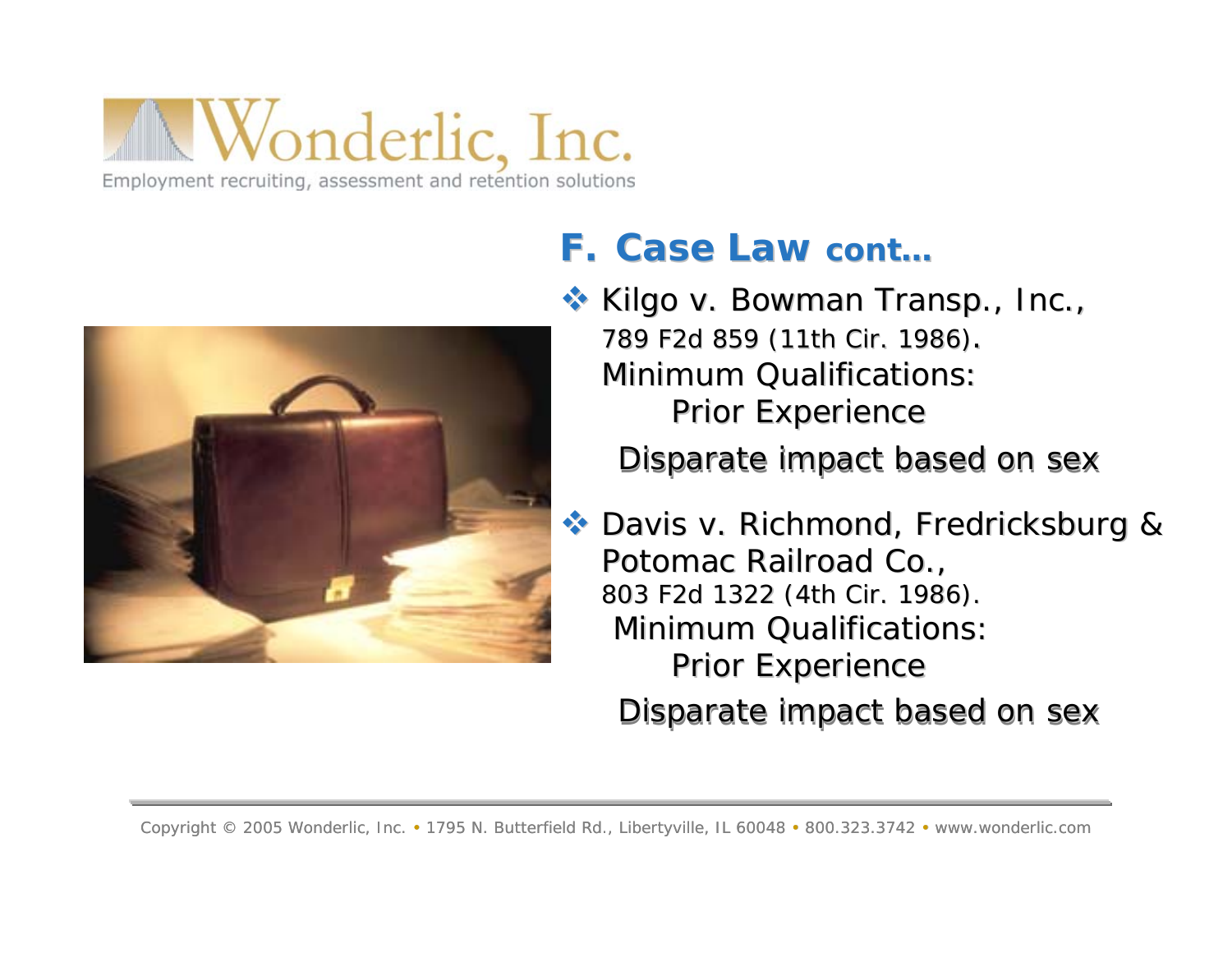## F. Case Law cont…

- Kilgo v. Bowman Transp., Inc.,
  789 F2d 859 (11th Cir. 1986).
  Minimum Qualifications:
  Prior Experience
  Disparate impact based on sex

- Davis v. Richmond, Fredricksburg & Potomac Railroad Co.,
  803 F2d 1322 (4th Cir. 1986).
  Minimum Qualifications:
  Prior Experience
  Disparate impact based on sex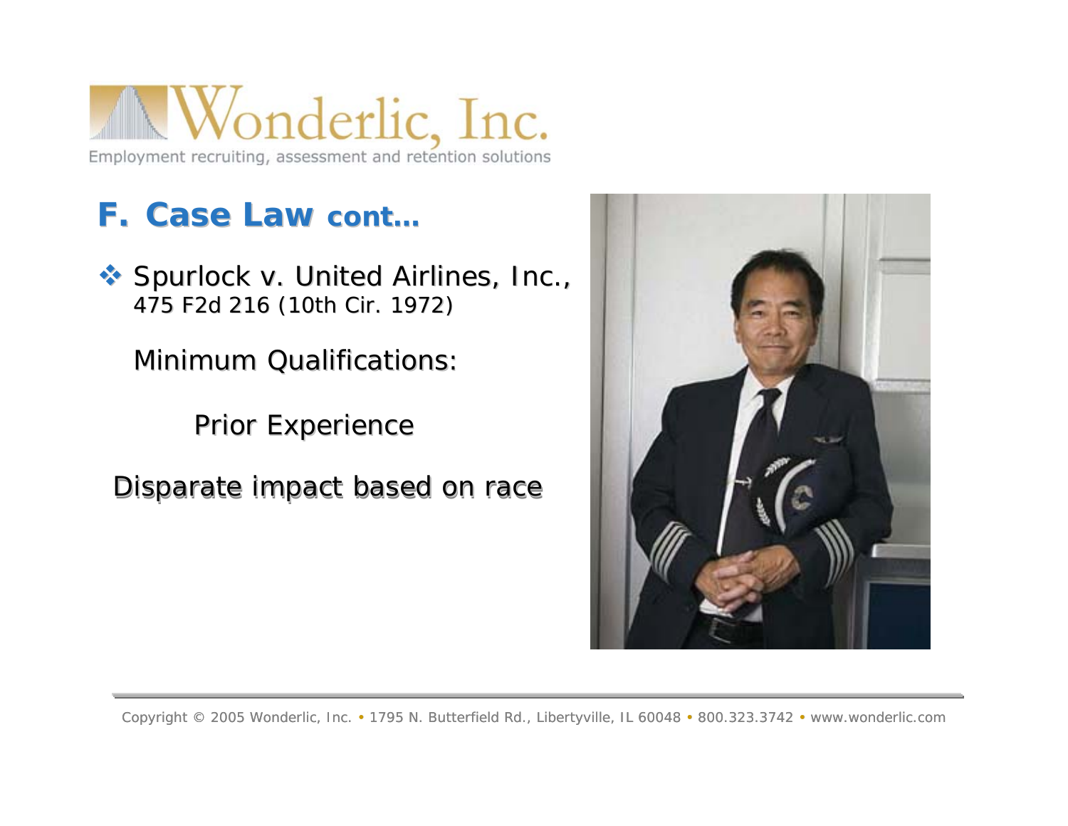# Wonderlic, Inc.

Employment recruiting, assessment and retention solutions

## F. Case Law cont…

- Spurlock v. United Airlines, Inc., 475 F2d 216 (10th Cir. 1972)

  Minimum Qualifications:

  Prior Experience

  Disparate impact based on race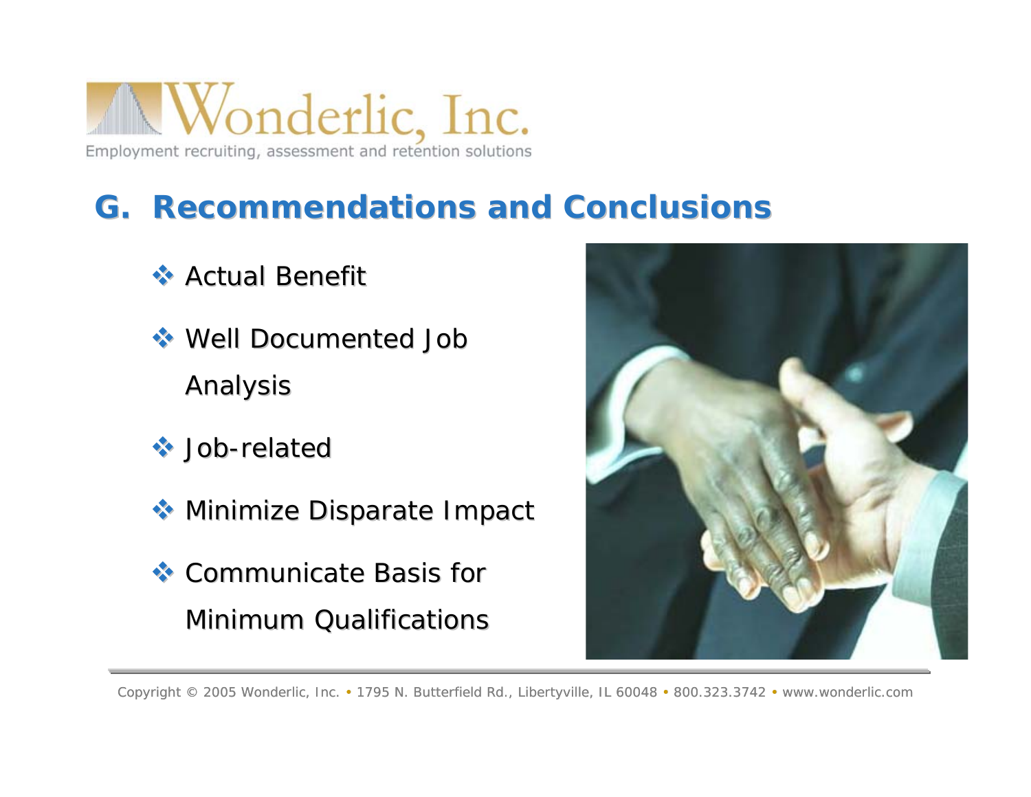## G. Recommendations and Conclusions

- Actual Benefit
- Well Documented Job Analysis
- Job-related
- Minimize Disparate Impact
- Communicate Basis for Minimum Qualifications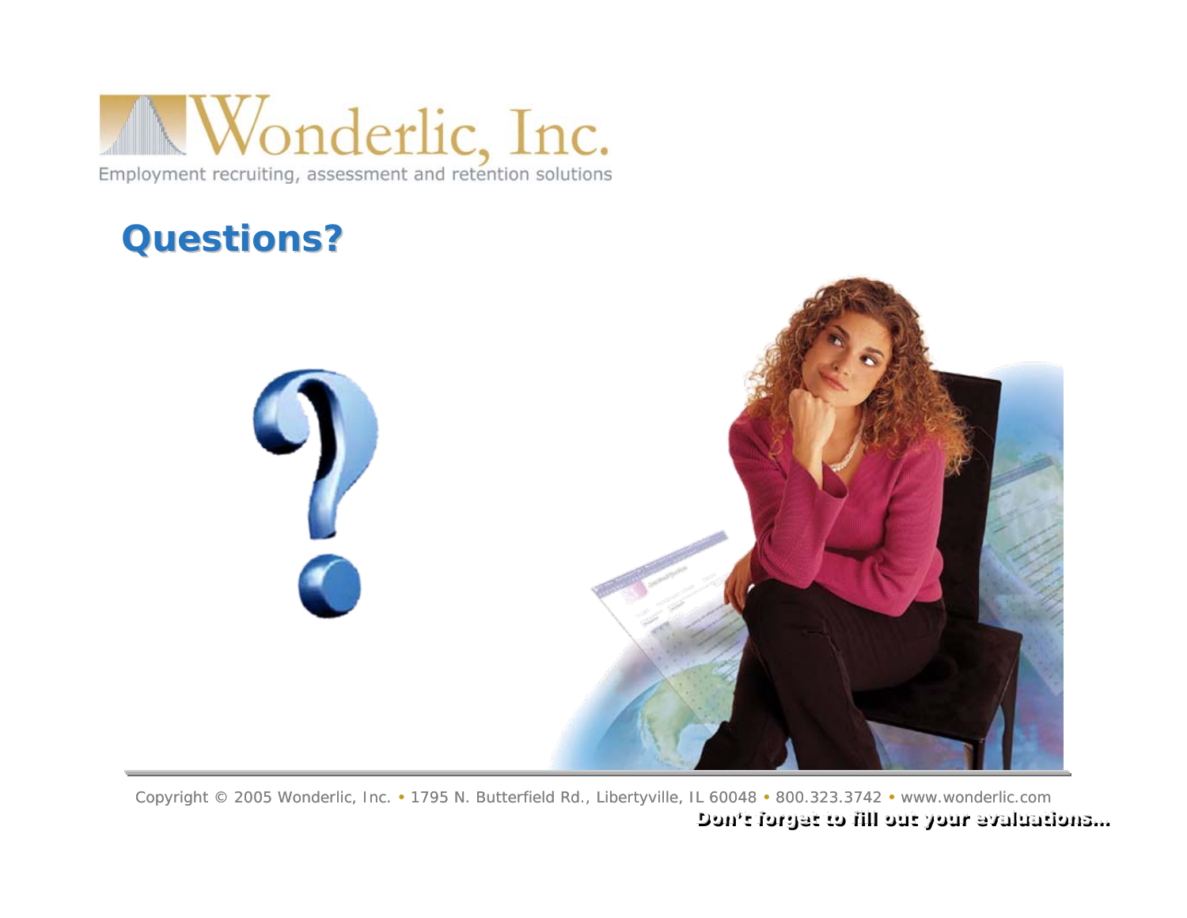Wonderlic, Inc.

Employment recruiting, assessment and retention solutions

# Questions?

Copyright © 2005 Wonderlic, Inc. • 1795 N. Butterfield Rd., Libertyville, IL 60048 • 800.323.3742 • www.wonderlic.com

**Don't forget to fill out your evaluations…**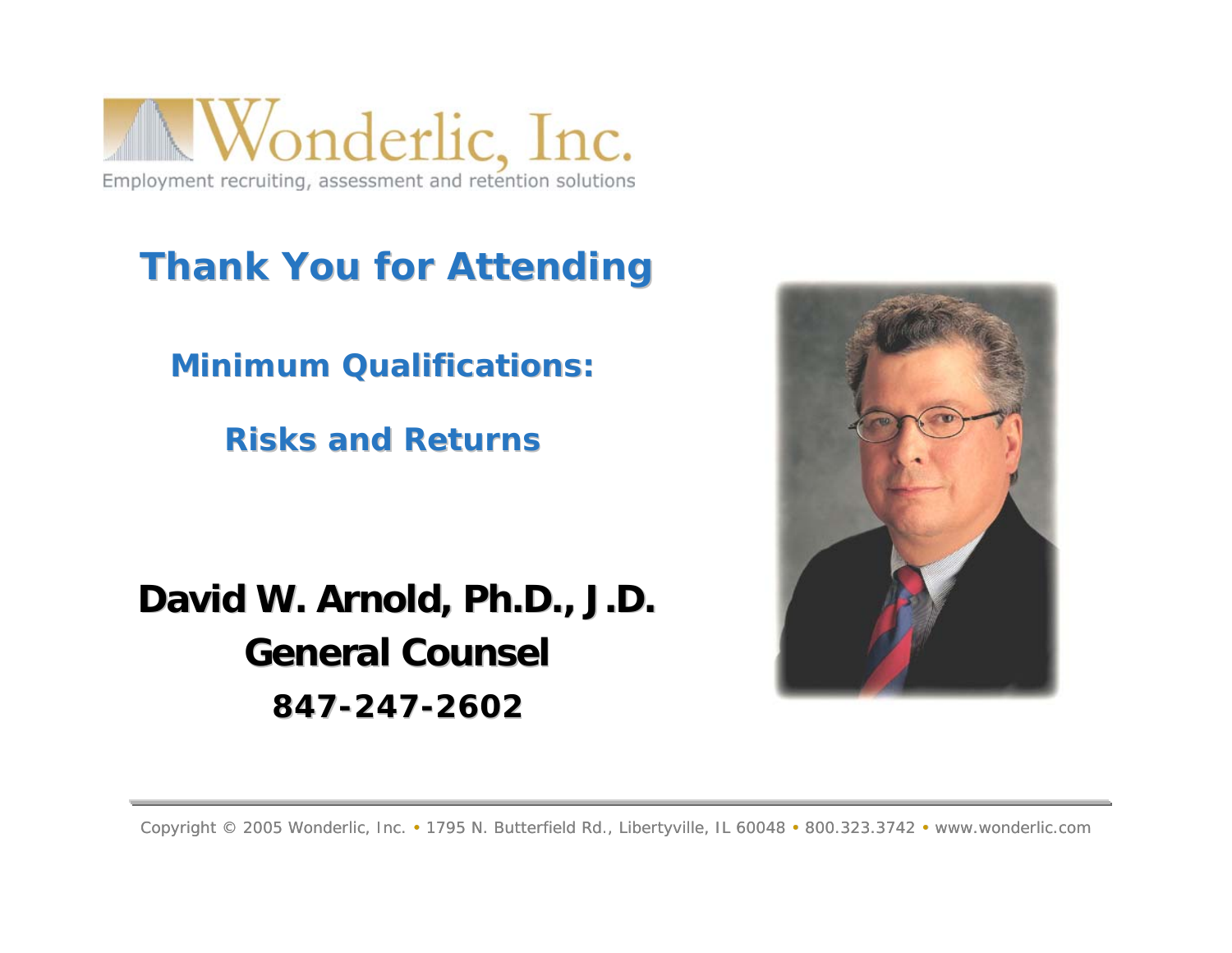Wonderlic, Inc.

Employment recruiting, assessment and retention solutions

# Thank You for Attending

## Minimum Qualifications:

## Risks and Returns

**David W. Arnold, Ph.D., J.D.**

**General Counsel**

**847-247-2602**

Copyright © 2005 Wonderlic, Inc. • 1795 N. Butterfield Rd., Libertyville, IL 60048 • 800.323.3742 • www.wonderlic.com